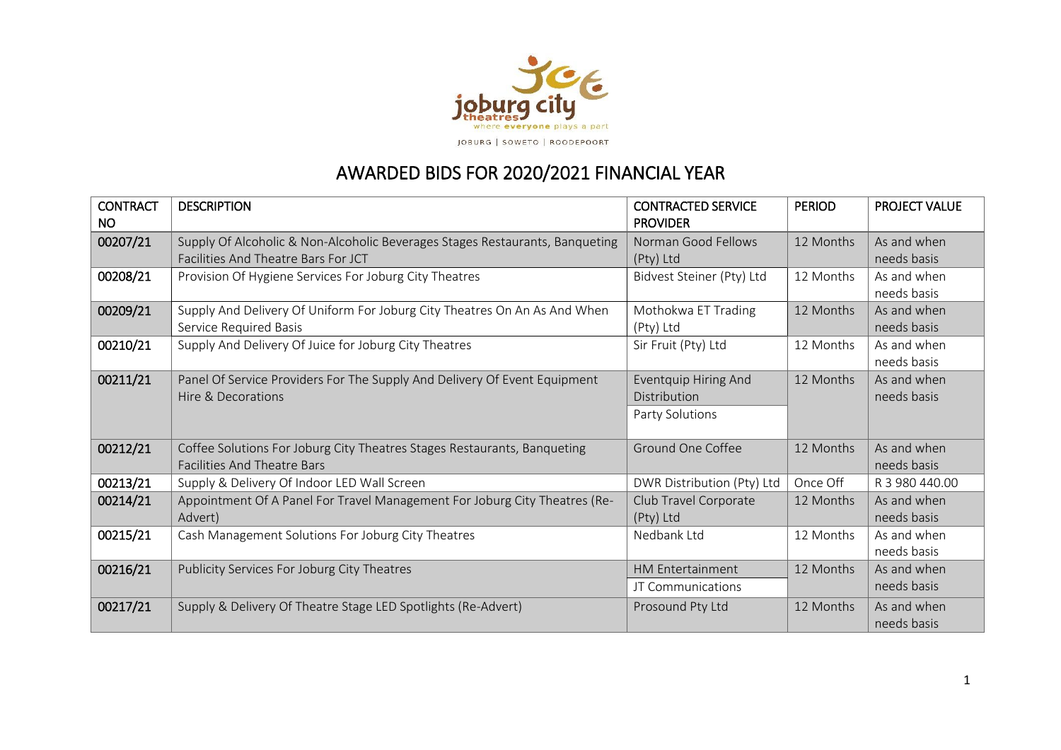# AWARDED BIDS FOR 2020/2021 FINANCIAL YEAR

| CONTRACT NO | DESCRIPTION | CONTRACTED SERVICE PROVIDER | PERIOD | PROJECT VALUE |
|---|---|---|---|---|
| 00207/21 | Supply Of Alcoholic & Non-Alcoholic Beverages Stages Restaurants, Banqueting Facilities And Theatre Bars For JCT | Norman Good Fellows (Pty) Ltd | 12 Months | As and when needs basis |
| 00208/21 | Provision Of Hygiene Services For Joburg City Theatres | Bidvest Steiner (Pty) Ltd | 12 Months | As and when needs basis |
| 00209/21 | Supply And Delivery Of Uniform For Joburg City Theatres On An As And When Service Required Basis | Mothokwa ET Trading (Pty) Ltd | 12 Months | As and when needs basis |
| 00210/21 | Supply And Delivery Of Juice for Joburg City Theatres | Sir Fruit (Pty) Ltd | 12 Months | As and when needs basis |
| 00211/21 | Panel Of Service Providers For The Supply And Delivery Of Event Equipment Hire & Decorations | Eventquip Hiring And Distribution<br>Party Solutions | 12 Months | As and when needs basis |
| 00212/21 | Coffee Solutions For Joburg City Theatres Stages Restaurants, Banqueting Facilities And Theatre Bars | Ground One Coffee | 12 Months | As and when needs basis |
| 00213/21 | Supply & Delivery Of Indoor LED Wall Screen | DWR Distribution (Pty) Ltd | Once Off | R 3 980 440.00 |
| 00214/21 | Appointment Of A Panel For Travel Management For Joburg City Theatres (Re-Advert) | Club Travel Corporate (Pty) Ltd | 12 Months | As and when needs basis |
| 00215/21 | Cash Management Solutions For Joburg City Theatres | Nedbank Ltd | 12 Months | As and when needs basis |
| 00216/21 | Publicity Services For Joburg City Theatres | HM Entertainment<br>JT Communications | 12 Months | As and when needs basis |
| 00217/21 | Supply & Delivery Of Theatre Stage LED Spotlights (Re-Advert) | Prosound Pty Ltd | 12 Months | As and when needs basis |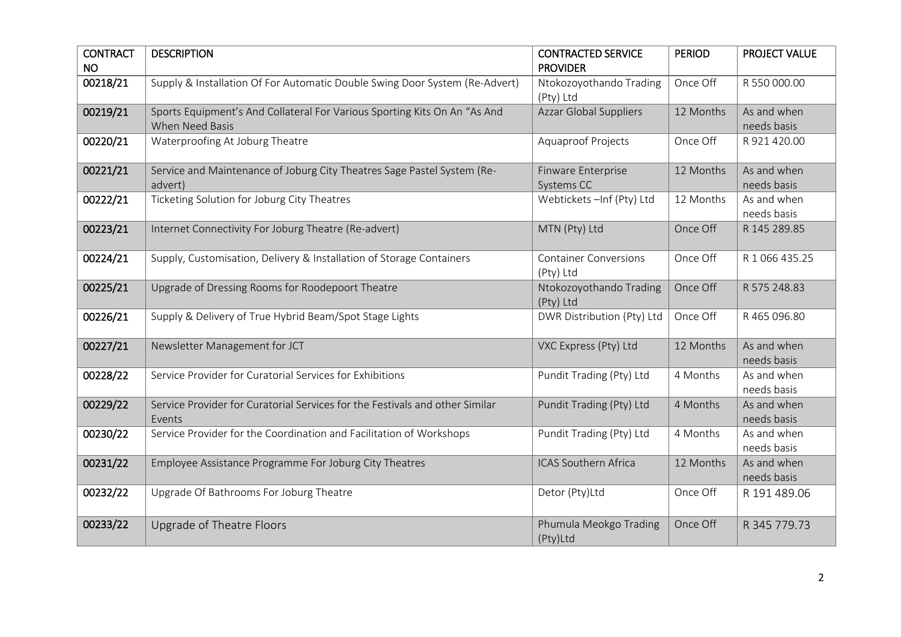| CONTRACT NO | DESCRIPTION | CONTRACTED SERVICE PROVIDER | PERIOD | PROJECT VALUE |
|---|---|---|---|---|
| 00218/21 | Supply & Installation Of For Automatic Double Swing Door System (Re-Advert) | Ntokozoyothando Trading (Pty) Ltd | Once Off | R 550 000.00 |
| 00219/21 | Sports Equipment's And Collateral For Various Sporting Kits On An "As And When Need Basis | Azzar Global Suppliers | 12 Months | As and when needs basis |
| 00220/21 | Waterproofing At Joburg Theatre | Aquaproof Projects | Once Off | R 921 420.00 |
| 00221/21 | Service and Maintenance of Joburg City Theatres Sage Pastel System (Re-advert) | Finware Enterprise Systems CC | 12 Months | As and when needs basis |
| 00222/21 | Ticketing Solution for Joburg City Theatres | Webtickets –Inf (Pty) Ltd | 12 Months | As and when needs basis |
| 00223/21 | Internet Connectivity For Joburg Theatre (Re-advert) | MTN (Pty) Ltd | Once Off | R 145 289.85 |
| 00224/21 | Supply, Customisation, Delivery & Installation of Storage Containers | Container Conversions (Pty) Ltd | Once Off | R 1 066 435.25 |
| 00225/21 | Upgrade of Dressing Rooms for Roodepoort Theatre | Ntokozoyothando Trading (Pty) Ltd | Once Off | R 575 248.83 |
| 00226/21 | Supply & Delivery of True Hybrid Beam/Spot Stage Lights | DWR Distribution (Pty) Ltd | Once Off | R 465 096.80 |
| 00227/21 | Newsletter Management for JCT | VXC Express (Pty) Ltd | 12 Months | As and when needs basis |
| 00228/22 | Service Provider for Curatorial Services for Exhibitions | Pundit Trading (Pty) Ltd | 4 Months | As and when needs basis |
| 00229/22 | Service Provider for Curatorial Services for the Festivals and other Similar Events | Pundit Trading (Pty) Ltd | 4 Months | As and when needs basis |
| 00230/22 | Service Provider for the Coordination and Facilitation of Workshops | Pundit Trading (Pty) Ltd | 4 Months | As and when needs basis |
| 00231/22 | Employee Assistance Programme For Joburg City Theatres | ICAS Southern Africa | 12 Months | As and when needs basis |
| 00232/22 | Upgrade Of Bathrooms For Joburg Theatre | Detor (Pty)Ltd | Once Off | R 191 489.06 |
| 00233/22 | Upgrade of Theatre Floors | Phumula Meokgo Trading (Pty)Ltd | Once Off | R 345 779.73 |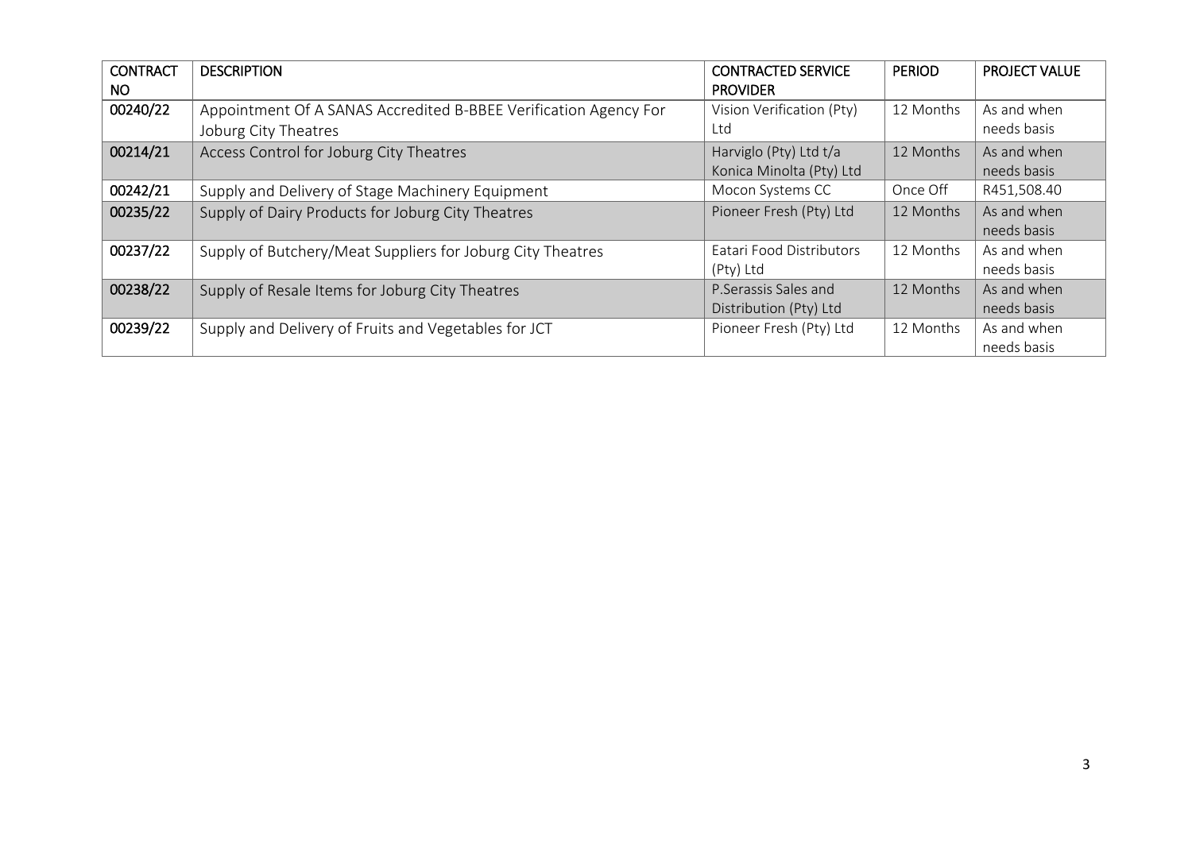| CONTRACT NO | DESCRIPTION | CONTRACTED SERVICE PROVIDER | PERIOD | PROJECT VALUE |
|---|---|---|---|---|
| 00240/22 | Appointment Of A SANAS Accredited B-BBEE Verification Agency For Joburg City Theatres | Vision Verification (Pty) Ltd | 12 Months | As and when needs basis |
| 00214/21 | Access Control for Joburg City Theatres | Harviglo (Pty) Ltd t/a Konica Minolta (Pty) Ltd | 12 Months | As and when needs basis |
| 00242/21 | Supply and Delivery of Stage Machinery Equipment | Mocon Systems CC | Once Off | R451,508.40 |
| 00235/22 | Supply of Dairy Products for Joburg City Theatres | Pioneer Fresh (Pty) Ltd | 12 Months | As and when needs basis |
| 00237/22 | Supply of Butchery/Meat Suppliers for Joburg City Theatres | Eatari Food Distributors (Pty) Ltd | 12 Months | As and when needs basis |
| 00238/22 | Supply of Resale Items for Joburg City Theatres | P.Serassis Sales and Distribution (Pty) Ltd | 12 Months | As and when needs basis |
| 00239/22 | Supply and Delivery of Fruits and Vegetables for JCT | Pioneer Fresh (Pty) Ltd | 12 Months | As and when needs basis |